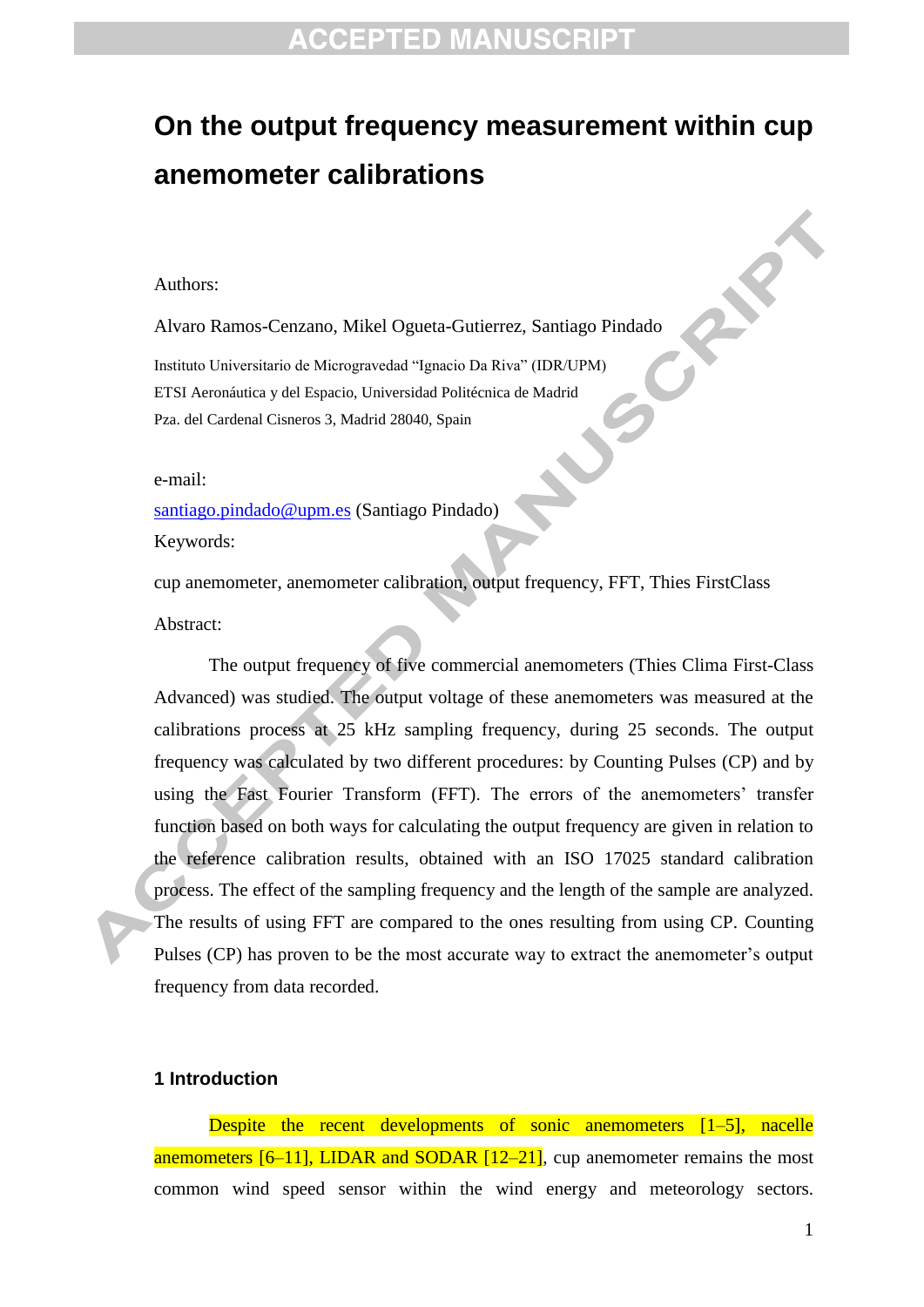# On the output frequency measurement within cup anemometer calibrations

Authors:

Alvaro Ramos-Cenzano, Mikel Ogueta-Gutierrez, Santiago Pindado

Instituto Universitario de Microgravedad "Ignacio Da Riva" (IDR/UPM)
ETSI Aeronáutica y del Espacio, Universidad Politécnica de Madrid
Pza. del Cardenal Cisneros 3, Madrid 28040, Spain

e-mail:

santiago.pindado@upm.es (Santiago Pindado)

Keywords:

cup anemometer, anemometer calibration, output frequency, FFT, Thies FirstClass

Abstract:

The output frequency of five commercial anemometers (Thies Clima First-Class Advanced) was studied. The output voltage of these anemometers was measured at the calibrations process at 25 kHz sampling frequency, during 25 seconds. The output frequency was calculated by two different procedures: by Counting Pulses (CP) and by using the Fast Fourier Transform (FFT). The errors of the anemometers' transfer function based on both ways for calculating the output frequency are given in relation to the reference calibration results, obtained with an ISO 17025 standard calibration process. The effect of the sampling frequency and the length of the sample are analyzed. The results of using FFT are compared to the ones resulting from using CP. Counting Pulses (CP) has proven to be the most accurate way to extract the anemometer's output frequency from data recorded.

## 1 Introduction

Despite the recent developments of sonic anemometers [1–5], nacelle anemometers [6–11], LIDAR and SODAR [12–21], cup anemometer remains the most common wind speed sensor within the wind energy and meteorology sectors.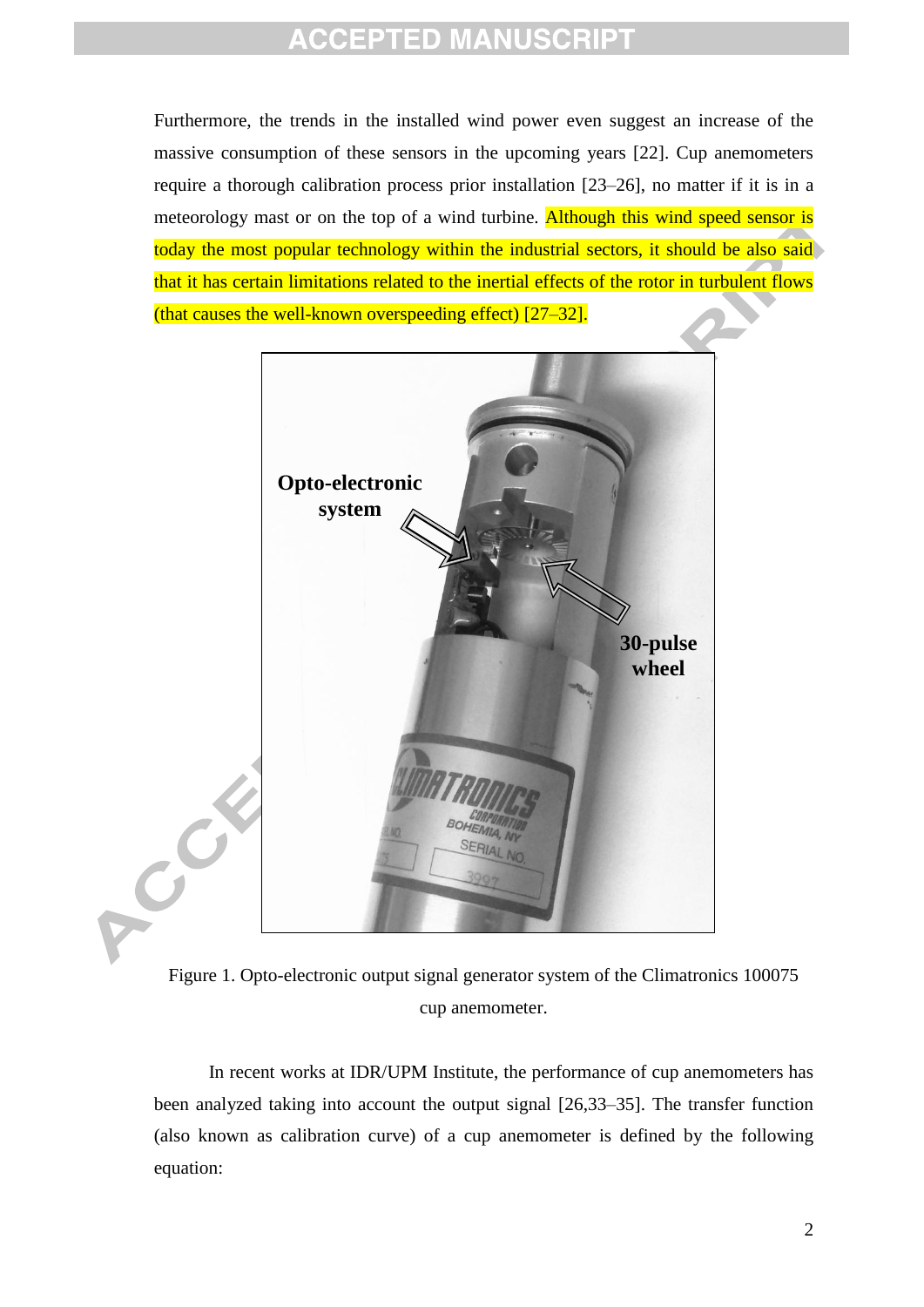Furthermore, the trends in the installed wind power even suggest an increase of the massive consumption of these sensors in the upcoming years [22]. Cup anemometers require a thorough calibration process prior installation [23–26], no matter if it is in a meteorology mast or on the top of a wind turbine. Although this wind speed sensor is today the most popular technology within the industrial sectors, it should be also said that it has certain limitations related to the inertial effects of the rotor in turbulent flows (that causes the well-known overspeeding effect) [27–32].

Figure 1. Opto-electronic output signal generator system of the Climatronics 100075 cup anemometer.

In recent works at IDR/UPM Institute, the performance of cup anemometers has been analyzed taking into account the output signal [26,33–35]. The transfer function (also known as calibration curve) of a cup anemometer is defined by the following equation: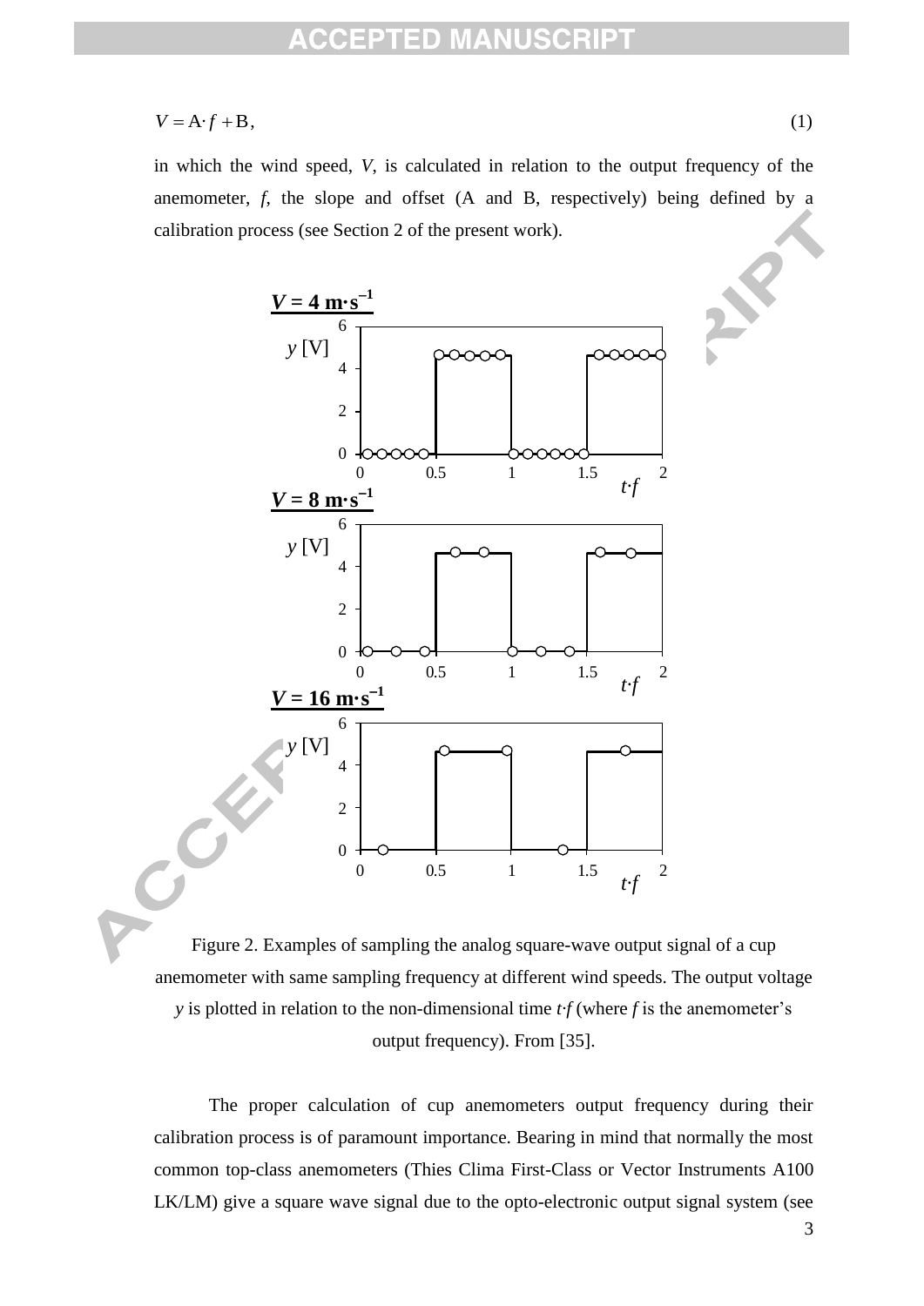$$V = \mathrm{A} \cdot f + \mathrm{B}, \tag{1}$$

in which the wind speed, $V$, is calculated in relation to the output frequency of the anemometer, $f$, the slope and offset (A and B, respectively) being defined by a calibration process (see Section 2 of the present work).

Figure 2. Examples of sampling the analog square-wave output signal of a cup anemometer with same sampling frequency at different wind speeds. The output voltage $y$ is plotted in relation to the non-dimensional time $t{\cdot}f$ (where $f$ is the anemometer's output frequency). From [35].

The proper calculation of cup anemometers output frequency during their calibration process is of paramount importance. Bearing in mind that normally the most common top-class anemometers (Thies Clima First-Class or Vector Instruments A100 LK/LM) give a square wave signal due to the opto-electronic output signal system (see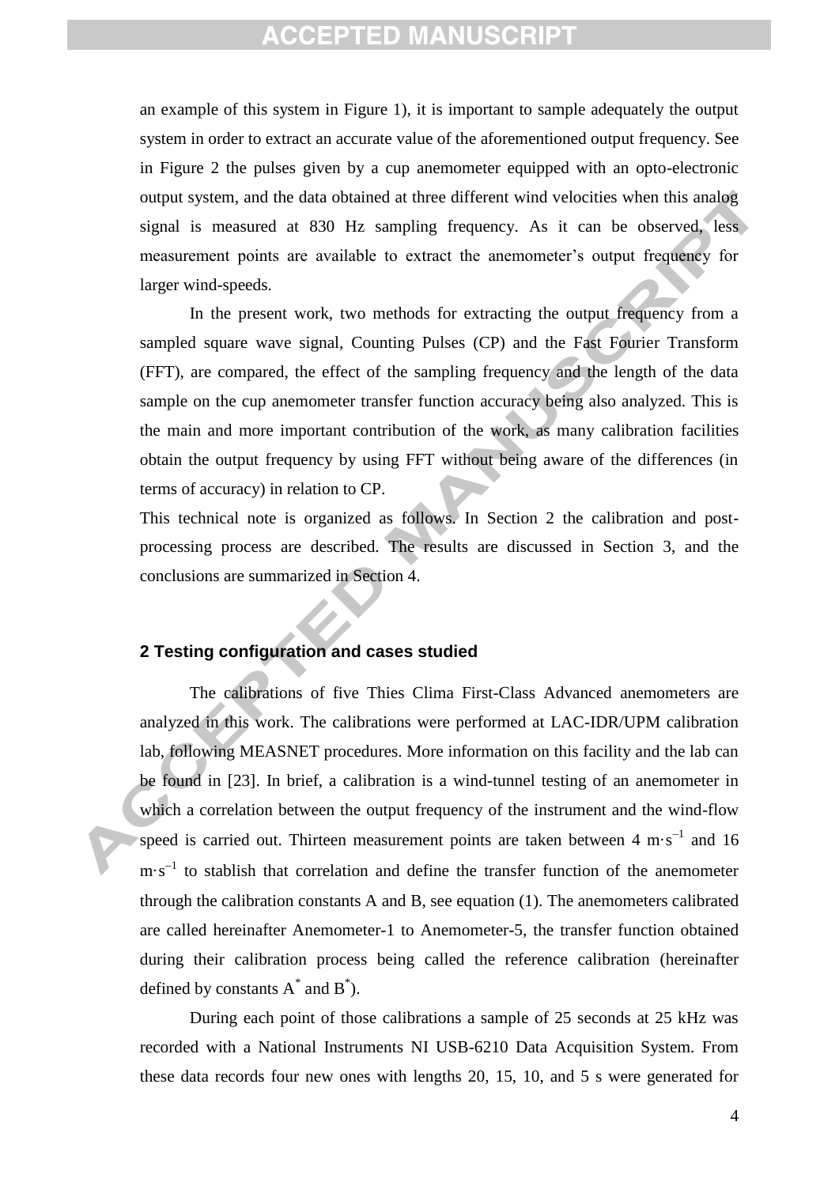an example of this system in Figure 1), it is important to sample adequately the output system in order to extract an accurate value of the aforementioned output frequency. See in Figure 2 the pulses given by a cup anemometer equipped with an opto-electronic output system, and the data obtained at three different wind velocities when this analog signal is measured at 830 Hz sampling frequency. As it can be observed, less measurement points are available to extract the anemometer's output frequency for larger wind-speeds.

In the present work, two methods for extracting the output frequency from a sampled square wave signal, Counting Pulses (CP) and the Fast Fourier Transform (FFT), are compared, the effect of the sampling frequency and the length of the data sample on the cup anemometer transfer function accuracy being also analyzed. This is the main and more important contribution of the work, as many calibration facilities obtain the output frequency by using FFT without being aware of the differences (in terms of accuracy) in relation to CP.

This technical note is organized as follows. In Section 2 the calibration and post-processing process are described. The results are discussed in Section 3, and the conclusions are summarized in Section 4.

## 2 Testing configuration and cases studied

The calibrations of five Thies Clima First-Class Advanced anemometers are analyzed in this work. The calibrations were performed at LAC-IDR/UPM calibration lab, following MEASNET procedures. More information on this facility and the lab can be found in [23]. In brief, a calibration is a wind-tunnel testing of an anemometer in which a correlation between the output frequency of the instrument and the wind-flow speed is carried out. Thirteen measurement points are taken between 4 $\text{m·s}^{-1}$ and 16 $\text{m·s}^{-1}$ to stablish that correlation and define the transfer function of the anemometer through the calibration constants A and B, see equation (1). The anemometers calibrated are called hereinafter Anemometer-1 to Anemometer-5, the transfer function obtained during their calibration process being called the reference calibration (hereinafter defined by constants $A^*$ and $B^*$).

During each point of those calibrations a sample of 25 seconds at 25 kHz was recorded with a National Instruments NI USB-6210 Data Acquisition System. From these data records four new ones with lengths 20, 15, 10, and 5 s were generated for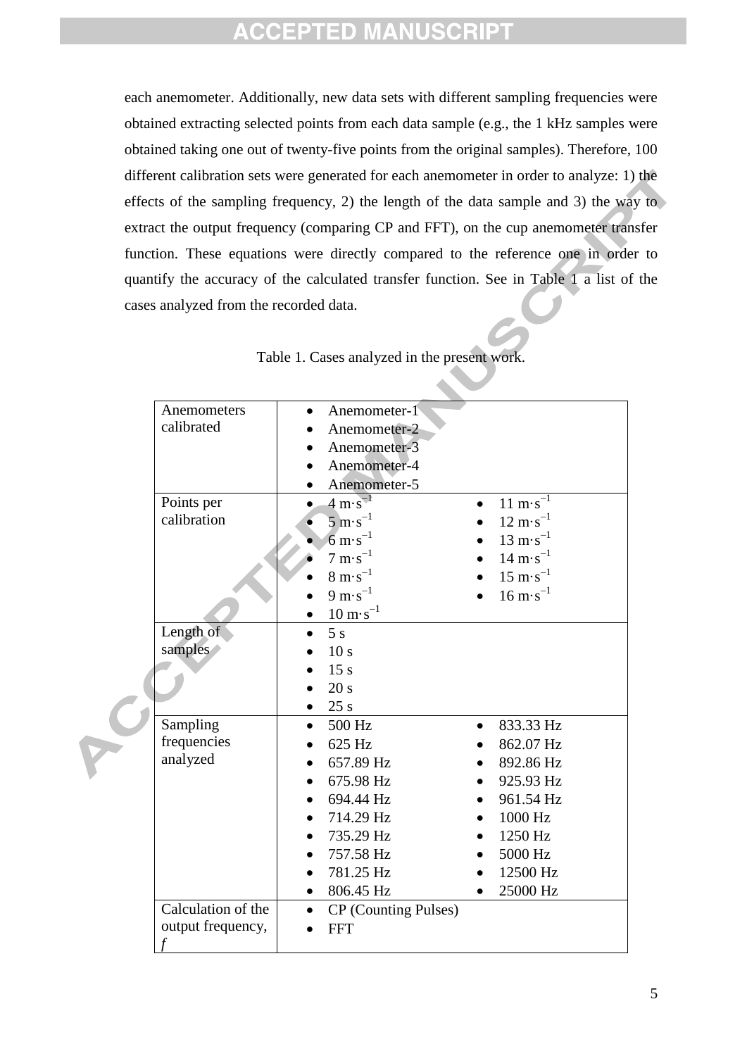each anemometer. Additionally, new data sets with different sampling frequencies were obtained extracting selected points from each data sample (e.g., the 1 kHz samples were obtained taking one out of twenty-five points from the original samples). Therefore, 100 different calibration sets were generated for each anemometer in order to analyze: 1) the effects of the sampling frequency, 2) the length of the data sample and 3) the way to extract the output frequency (comparing CP and FFT), on the cup anemometer transfer function. These equations were directly compared to the reference one in order to quantify the accuracy of the calculated transfer function. See in Table 1 a list of the cases analyzed from the recorded data.

Table 1. Cases analyzed in the present work.

| | | |
|---|---|---|
| Anemometers calibrated | • Anemometer-1<br>• Anemometer-2<br>• Anemometer-3<br>• Anemometer-4<br>• Anemometer-5 | |
| Points per calibration | • $4\ \mathrm{m \cdot s^{-1}}$<br>• $5\ \mathrm{m \cdot s^{-1}}$<br>• $6\ \mathrm{m \cdot s^{-1}}$<br>• $7\ \mathrm{m \cdot s^{-1}}$<br>• $8\ \mathrm{m \cdot s^{-1}}$<br>• $9\ \mathrm{m \cdot s^{-1}}$<br>• $10\ \mathrm{m \cdot s^{-1}}$ | • $11\ \mathrm{m \cdot s^{-1}}$<br>• $12\ \mathrm{m \cdot s^{-1}}$<br>• $13\ \mathrm{m \cdot s^{-1}}$<br>• $14\ \mathrm{m \cdot s^{-1}}$<br>• $15\ \mathrm{m \cdot s^{-1}}$<br>• $16\ \mathrm{m \cdot s^{-1}}$ |
| Length of samples | • 5 s<br>• 10 s<br>• 15 s<br>• 20 s<br>• 25 s | |
| Sampling frequencies analyzed | • 500 Hz<br>• 625 Hz<br>• 657.89 Hz<br>• 675.98 Hz<br>• 694.44 Hz<br>• 714.29 Hz<br>• 735.29 Hz<br>• 757.58 Hz<br>• 781.25 Hz<br>• 806.45 Hz | • 833.33 Hz<br>• 862.07 Hz<br>• 892.86 Hz<br>• 925.93 Hz<br>• 961.54 Hz<br>• 1000 Hz<br>• 1250 Hz<br>• 5000 Hz<br>• 12500 Hz<br>• 25000 Hz |
| Calculation of the output frequency, $f$ | • CP (Counting Pulses)<br>• FFT | |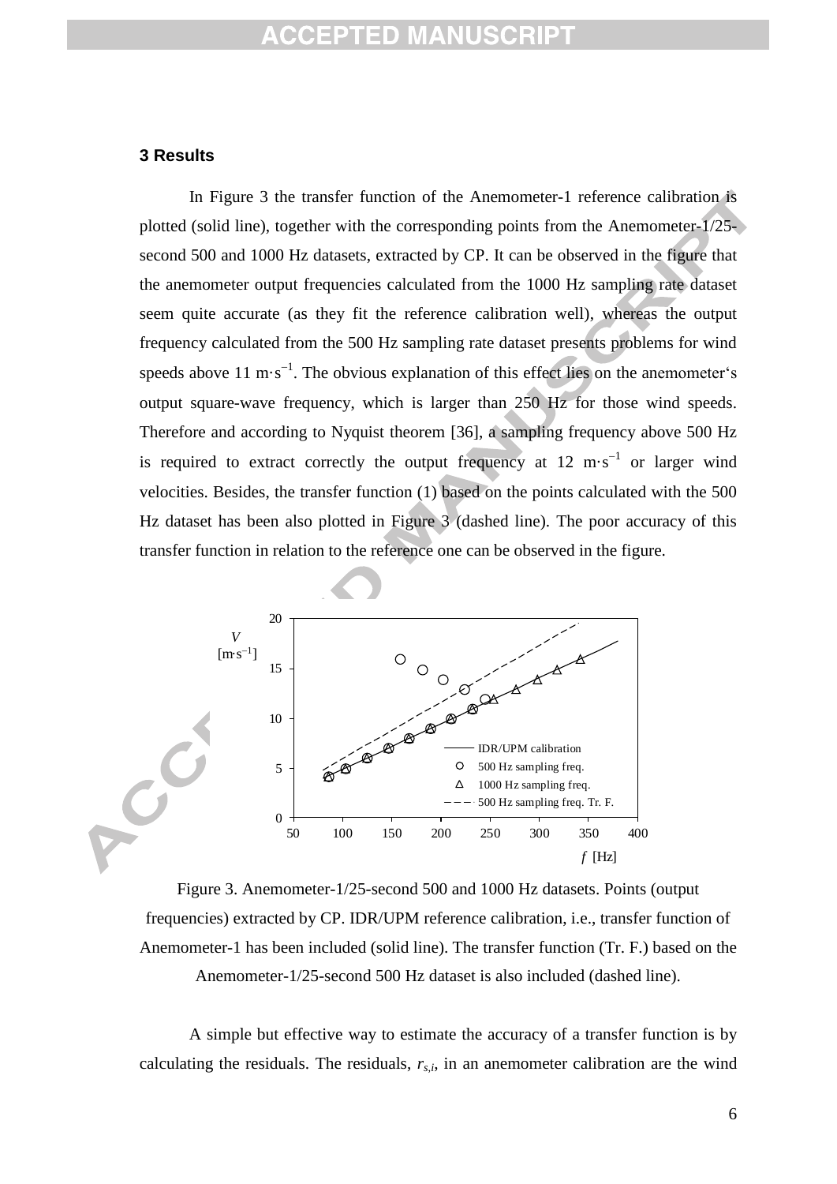## 3 Results

In Figure 3 the transfer function of the Anemometer-1 reference calibration is plotted (solid line), together with the corresponding points from the Anemometer-1/25-second 500 and 1000 Hz datasets, extracted by CP. It can be observed in the figure that the anemometer output frequencies calculated from the 1000 Hz sampling rate dataset seem quite accurate (as they fit the reference calibration well), whereas the output frequency calculated from the 500 Hz sampling rate dataset presents problems for wind speeds above 11 $m\cdot s^{-1}$. The obvious explanation of this effect lies on the anemometer's output square-wave frequency, which is larger than 250 Hz for those wind speeds. Therefore and according to Nyquist theorem [36], a sampling frequency above 500 Hz is required to extract correctly the output frequency at 12 $m\cdot s^{-1}$ or larger wind velocities. Besides, the transfer function (1) based on the points calculated with the 500 Hz dataset has been also plotted in Figure 3 (dashed line). The poor accuracy of this transfer function in relation to the reference one can be observed in the figure.

Figure 3. Anemometer-1/25-second 500 and 1000 Hz datasets. Points (output frequencies) extracted by CP. IDR/UPM reference calibration, i.e., transfer function of Anemometer-1 has been included (solid line). The transfer function (Tr. F.) based on the Anemometer-1/25-second 500 Hz dataset is also included (dashed line).

A simple but effective way to estimate the accuracy of a transfer function is by calculating the residuals. The residuals, $r_{s,i}$, in an anemometer calibration are the wind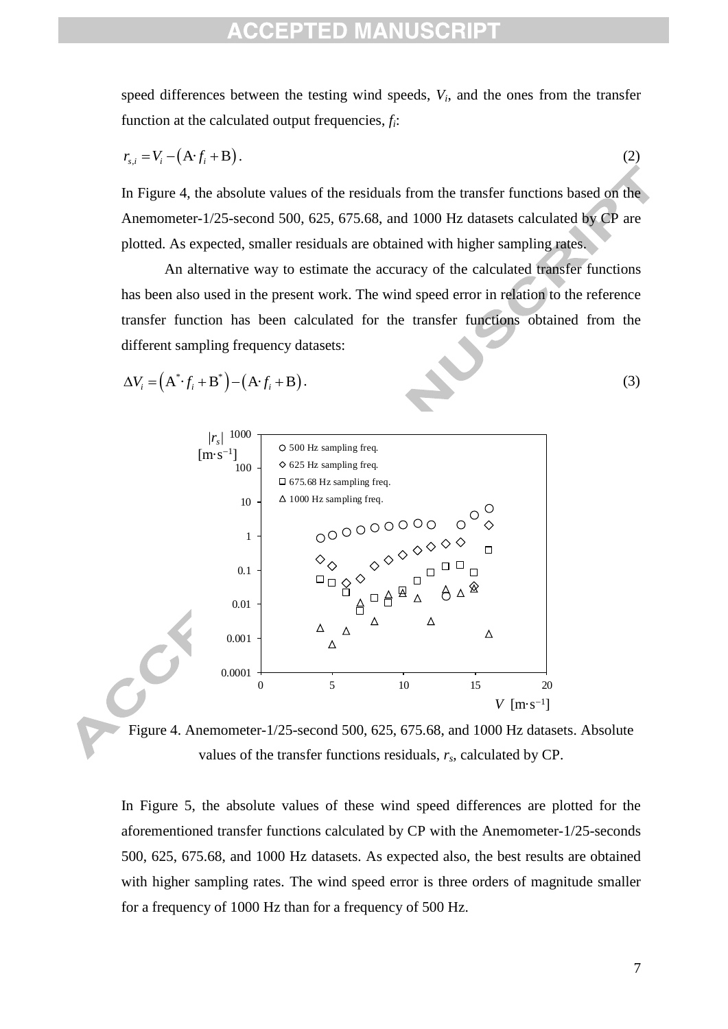speed differences between the testing wind speeds, $V_i$, and the ones from the transfer function at the calculated output frequencies, $f_i$:

$$r_{s,i} = V_i - \left(\mathrm{A}\cdot f_i + \mathrm{B}\right). \tag{2}$$

In Figure 4, the absolute values of the residuals from the transfer functions based on the Anemometer-1/25-second 500, 625, 675.68, and 1000 Hz datasets calculated by CP are plotted. As expected, smaller residuals are obtained with higher sampling rates.

An alternative way to estimate the accuracy of the calculated transfer functions has been also used in the present work. The wind speed error in relation to the reference transfer function has been calculated for the transfer functions obtained from the different sampling frequency datasets:

$$\Delta V_i = \left(\mathrm{A}^*\cdot f_i + \mathrm{B}^*\right) - \left(\mathrm{A}\cdot f_i + \mathrm{B}\right). \tag{3}$$

Figure 4. Anemometer-1/25-second 500, 625, 675.68, and 1000 Hz datasets. Absolute values of the transfer functions residuals, $r_s$, calculated by CP.

In Figure 5, the absolute values of these wind speed differences are plotted for the aforementioned transfer functions calculated by CP with the Anemometer-1/25-seconds 500, 625, 675.68, and 1000 Hz datasets. As expected also, the best results are obtained with higher sampling rates. The wind speed error is three orders of magnitude smaller for a frequency of 1000 Hz than for a frequency of 500 Hz.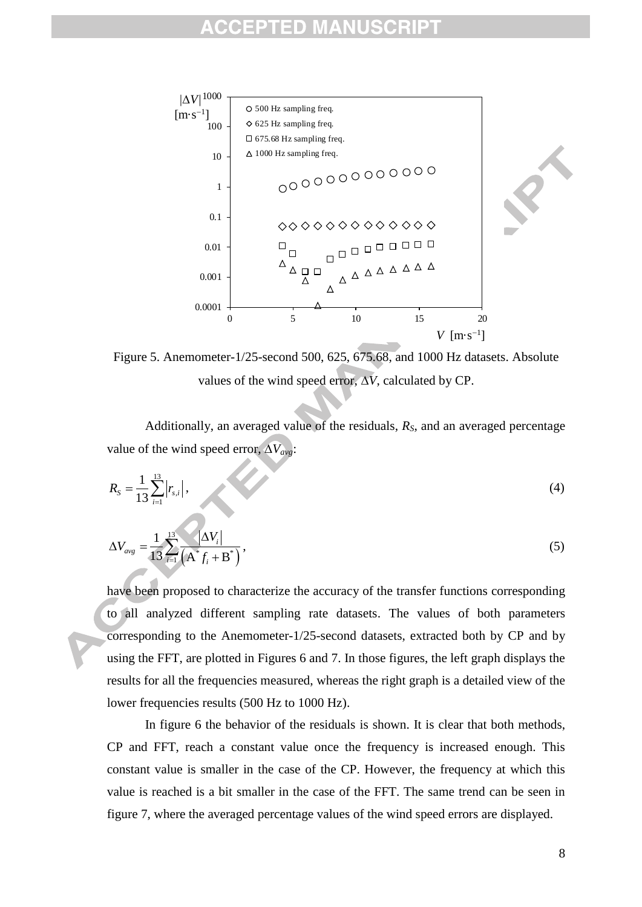Figure 5. Anemometer-1/25-second 500, 625, 675.68, and 1000 Hz datasets. Absolute values of the wind speed error, $\Delta V$, calculated by CP.

Additionally, an averaged value of the residuals, $R_S$, and an averaged percentage value of the wind speed error, $\Delta V_{avg}$:

$$R_S = \frac{1}{13}\sum_{i=1}^{13}\left|r_{s,i}\right|, \tag{4}$$

$$\Delta V_{avg} = \frac{1}{13}\sum_{i=1}^{13}\frac{\left|\Delta V_i\right|}{\left(\mathrm{A}^* f_i + \mathrm{B}^*\right)}, \tag{5}$$

have been proposed to characterize the accuracy of the transfer functions corresponding to all analyzed different sampling rate datasets. The values of both parameters corresponding to the Anemometer-1/25-second datasets, extracted both by CP and by using the FFT, are plotted in Figures 6 and 7. In those figures, the left graph displays the results for all the frequencies measured, whereas the right graph is a detailed view of the lower frequencies results (500 Hz to 1000 Hz).

In figure 6 the behavior of the residuals is shown. It is clear that both methods, CP and FFT, reach a constant value once the frequency is increased enough. This constant value is smaller in the case of the CP. However, the frequency at which this value is reached is a bit smaller in the case of the FFT. The same trend can be seen in figure 7, where the averaged percentage values of the wind speed errors are displayed.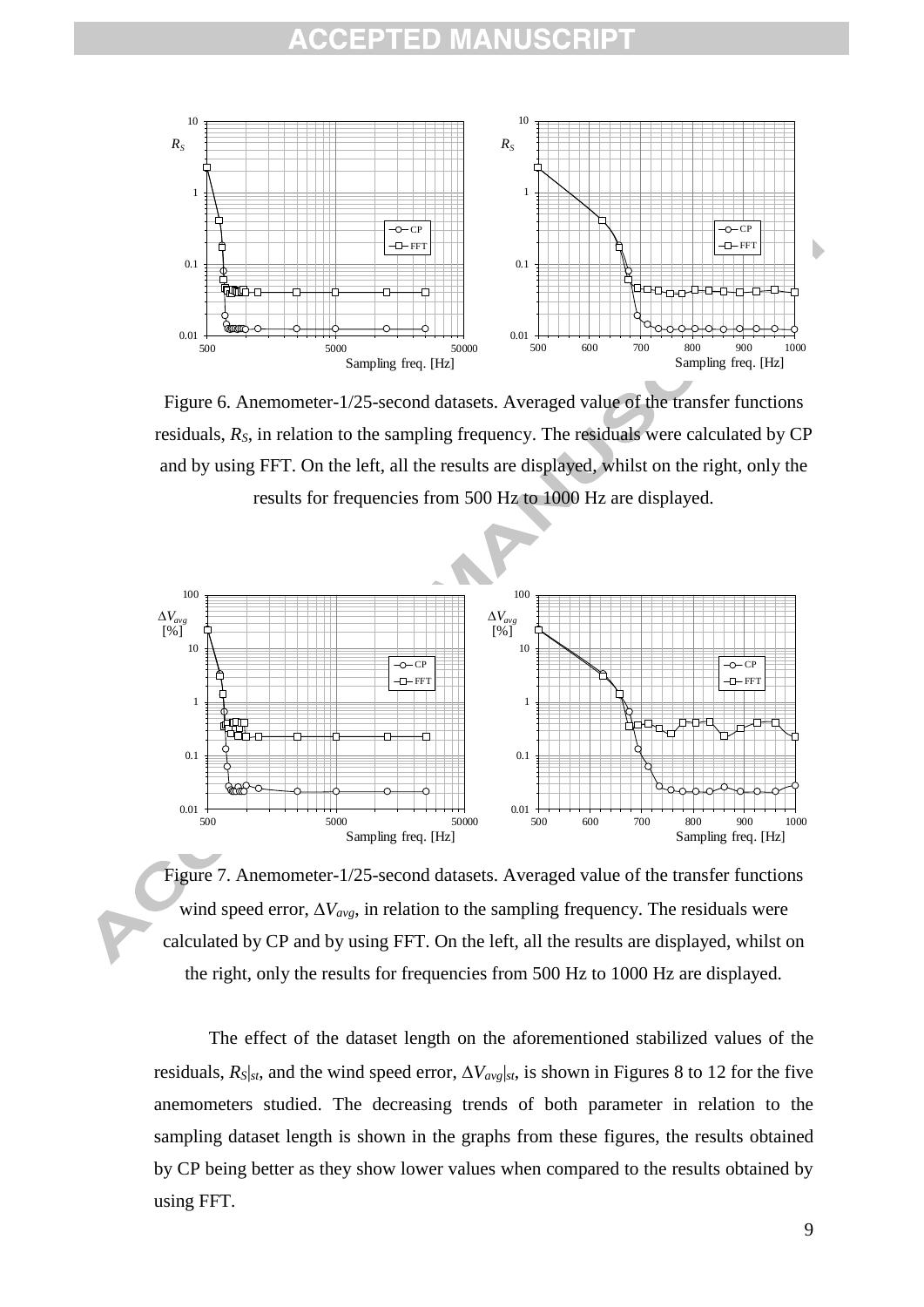Figure 6. Anemometer-1/25-second datasets. Averaged value of the transfer functions residuals, $R_S$, in relation to the sampling frequency. The residuals were calculated by CP and by using FFT. On the left, all the results are displayed, whilst on the right, only the results for frequencies from 500 Hz to 1000 Hz are displayed.

Figure 7. Anemometer-1/25-second datasets. Averaged value of the transfer functions wind speed error, $\Delta V_{avg}$, in relation to the sampling frequency. The residuals were calculated by CP and by using FFT. On the left, all the results are displayed, whilst on the right, only the results for frequencies from 500 Hz to 1000 Hz are displayed.

The effect of the dataset length on the aforementioned stabilized values of the residuals, $R_S|_{st}$, and the wind speed error, $\Delta V_{avg}|_{st}$, is shown in Figures 8 to 12 for the five anemometers studied. The decreasing trends of both parameter in relation to the sampling dataset length is shown in the graphs from these figures, the results obtained by CP being better as they show lower values when compared to the results obtained by using FFT.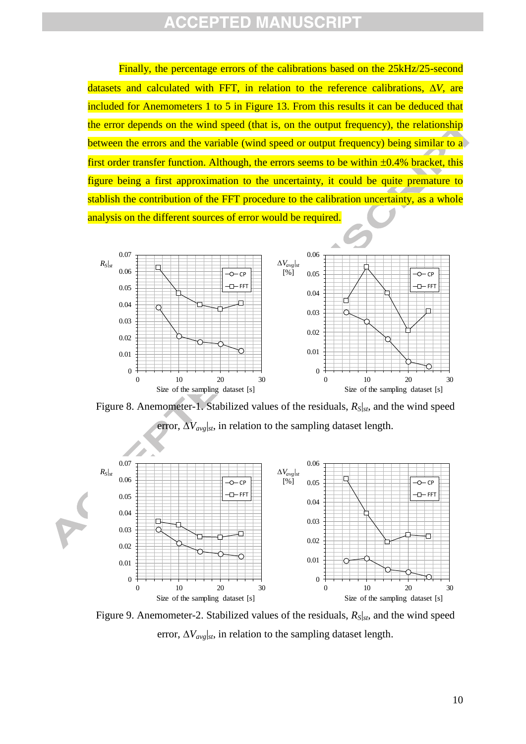Finally, the percentage errors of the calibrations based on the 25kHz/25-second datasets and calculated with FFT, in relation to the reference calibrations, $\Delta V$, are included for Anemometers 1 to 5 in Figure 13. From this results it can be deduced that the error depends on the wind speed (that is, on the output frequency), the relationship between the errors and the variable (wind speed or output frequency) being similar to a first order transfer function. Although, the errors seems to be within ±0.4% bracket, this figure being a first approximation to the uncertainty, it could be quite premature to stablish the contribution of the FFT procedure to the calibration uncertainty, as a whole analysis on the different sources of error would be required.

Figure 8. Anemometer-1. Stabilized values of the residuals, $R_S|_{st}$, and the wind speed error, $\Delta V_{avg}|_{st}$, in relation to the sampling dataset length.

Figure 9. Anemometer-2. Stabilized values of the residuals, $R_S|_{st}$, and the wind speed error, $\Delta V_{avg}|_{st}$, in relation to the sampling dataset length.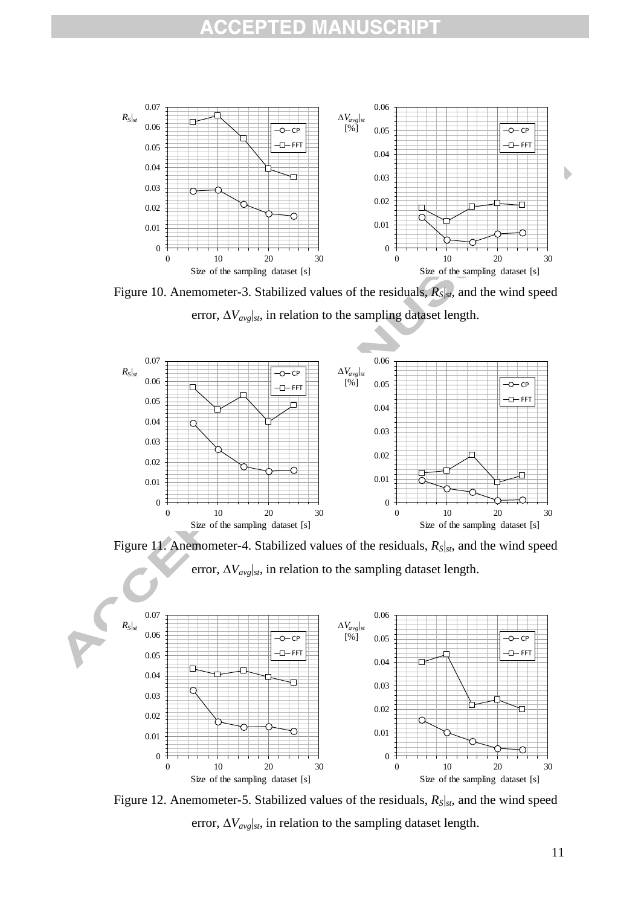Figure 10. Anemometer-3. Stabilized values of the residuals, $R_S|_{st}$, and the wind speed error, $\Delta V_{avg}|_{st}$, in relation to the sampling dataset length.

Figure 11. Anemometer-4. Stabilized values of the residuals, $R_S|_{st}$, and the wind speed error, $\Delta V_{avg}|_{st}$, in relation to the sampling dataset length.

Figure 12. Anemometer-5. Stabilized values of the residuals, $R_S|_{st}$, and the wind speed error, $\Delta V_{avg}|_{st}$, in relation to the sampling dataset length.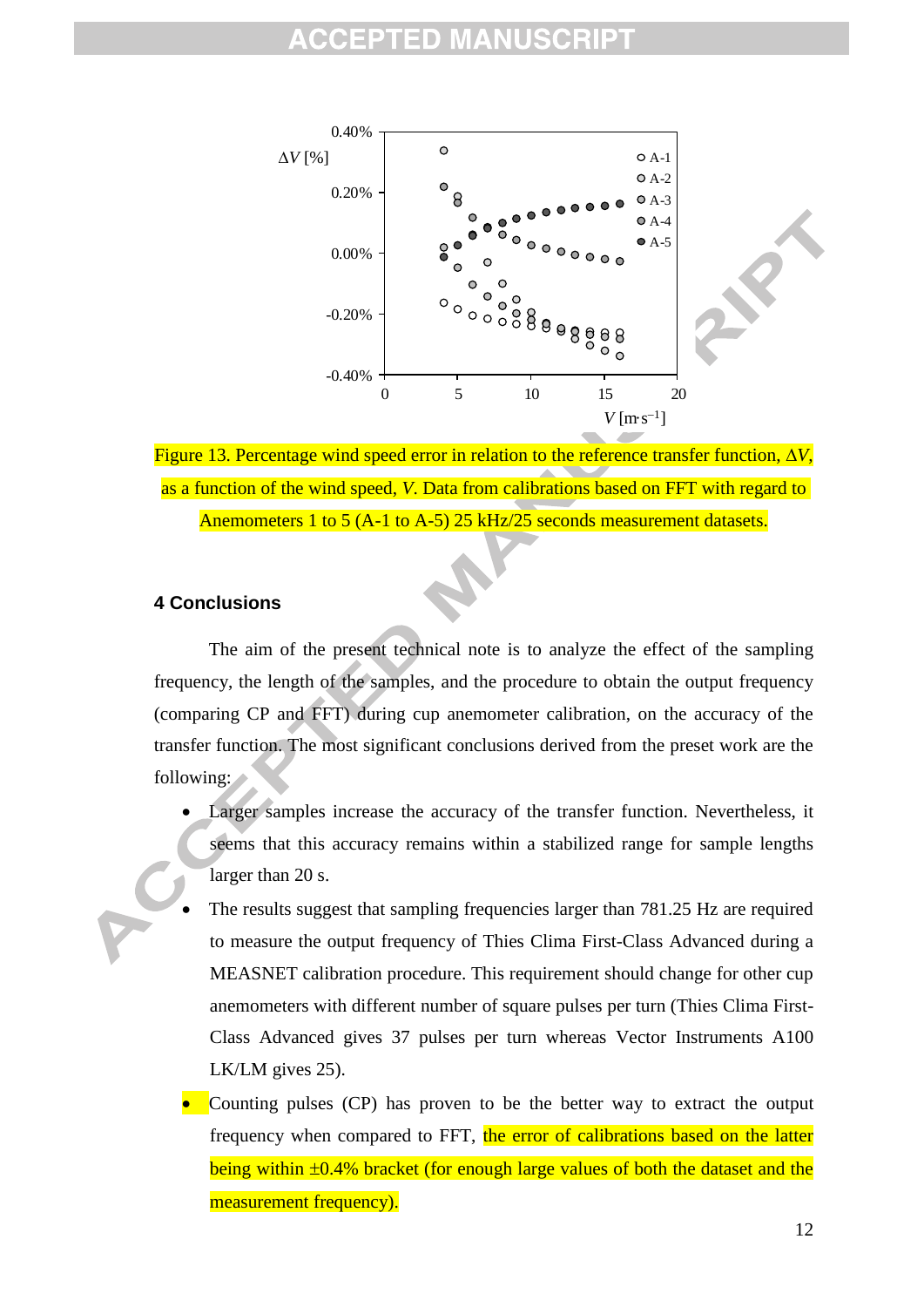Figure 13. Percentage wind speed error in relation to the reference transfer function, $\Delta V$, as a function of the wind speed, $V$. Data from calibrations based on FFT with regard to Anemometers 1 to 5 (A-1 to A-5) 25 kHz/25 seconds measurement datasets.

## 4 Conclusions

The aim of the present technical note is to analyze the effect of the sampling frequency, the length of the samples, and the procedure to obtain the output frequency (comparing CP and FFT) during cup anemometer calibration, on the accuracy of the transfer function. The most significant conclusions derived from the preset work are the following:

- Larger samples increase the accuracy of the transfer function. Nevertheless, it seems that this accuracy remains within a stabilized range for sample lengths larger than 20 s.
- The results suggest that sampling frequencies larger than 781.25 Hz are required to measure the output frequency of Thies Clima First-Class Advanced during a MEASNET calibration procedure. This requirement should change for other cup anemometers with different number of square pulses per turn (Thies Clima First-Class Advanced gives 37 pulses per turn whereas Vector Instruments A100 LK/LM gives 25).
- Counting pulses (CP) has proven to be the better way to extract the output frequency when compared to FFT, the error of calibrations based on the latter being within ±0.4% bracket (for enough large values of both the dataset and the measurement frequency).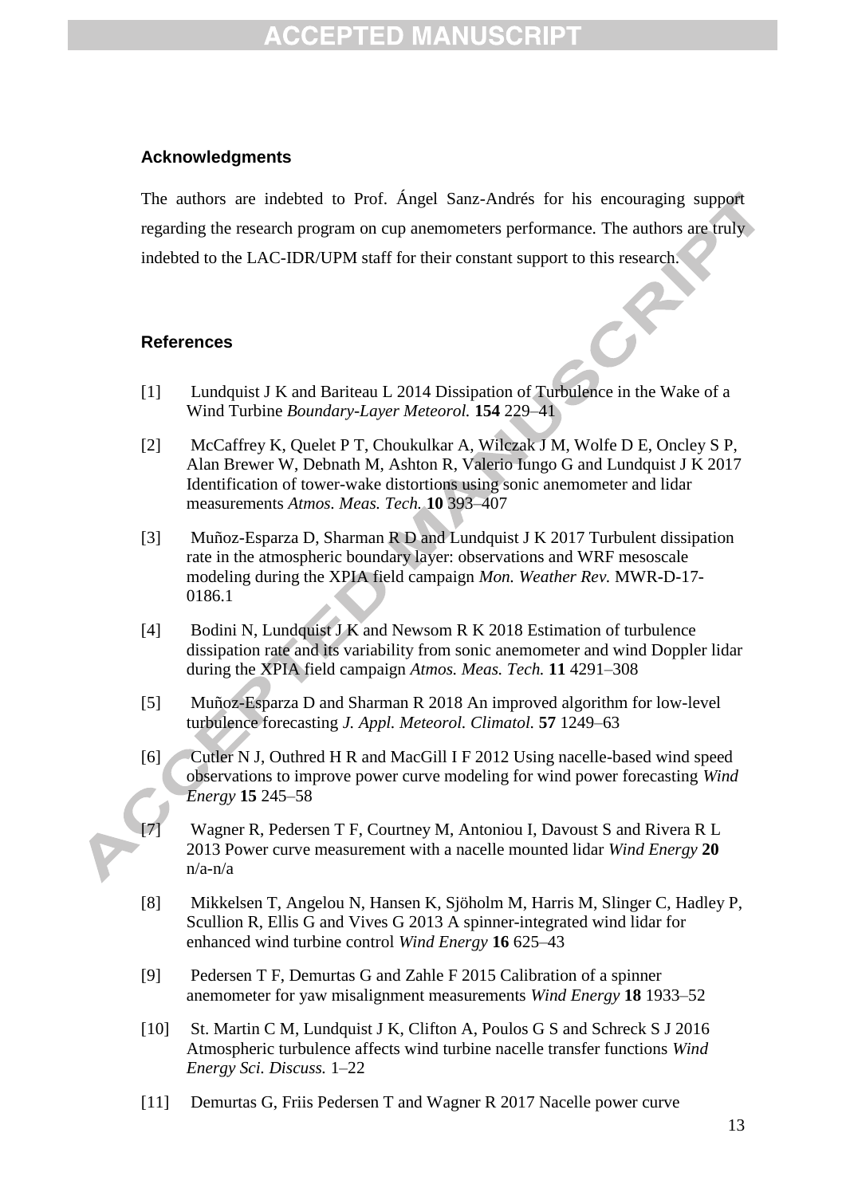## Acknowledgments

The authors are indebted to Prof. Ángel Sanz-Andrés for his encouraging support regarding the research program on cup anemometers performance. The authors are truly indebted to the LAC-IDR/UPM staff for their constant support to this research.

## References

[1] Lundquist J K and Bariteau L 2014 Dissipation of Turbulence in the Wake of a Wind Turbine *Boundary-Layer Meteorol.* **154** 229–41

[2] McCaffrey K, Quelet P T, Choukulkar A, Wilczak J M, Wolfe D E, Oncley S P, Alan Brewer W, Debnath M, Ashton R, Valerio Iungo G and Lundquist J K 2017 Identification of tower-wake distortions using sonic anemometer and lidar measurements *Atmos. Meas. Tech.* **10** 393–407

[3] Muñoz-Esparza D, Sharman R D and Lundquist J K 2017 Turbulent dissipation rate in the atmospheric boundary layer: observations and WRF mesoscale modeling during the XPIA field campaign *Mon. Weather Rev.* MWR-D-17-0186.1

[4] Bodini N, Lundquist J K and Newsom R K 2018 Estimation of turbulence dissipation rate and its variability from sonic anemometer and wind Doppler lidar during the XPIA field campaign *Atmos. Meas. Tech.* **11** 4291–308

[5] Muñoz-Esparza D and Sharman R 2018 An improved algorithm for low-level turbulence forecasting *J. Appl. Meteorol. Climatol.* **57** 1249–63

[6] Cutler N J, Outhred H R and MacGill I F 2012 Using nacelle-based wind speed observations to improve power curve modeling for wind power forecasting *Wind Energy* **15** 245–58

[7] Wagner R, Pedersen T F, Courtney M, Antoniou I, Davoust S and Rivera R L 2013 Power curve measurement with a nacelle mounted lidar *Wind Energy* **20** n/a-n/a

[8] Mikkelsen T, Angelou N, Hansen K, Sjöholm M, Harris M, Slinger C, Hadley P, Scullion R, Ellis G and Vives G 2013 A spinner-integrated wind lidar for enhanced wind turbine control *Wind Energy* **16** 625–43

[9] Pedersen T F, Demurtas G and Zahle F 2015 Calibration of a spinner anemometer for yaw misalignment measurements *Wind Energy* **18** 1933–52

[10] St. Martin C M, Lundquist J K, Clifton A, Poulos G S and Schreck S J 2016 Atmospheric turbulence affects wind turbine nacelle transfer functions *Wind Energy Sci. Discuss.* 1–22

[11] Demurtas G, Friis Pedersen T and Wagner R 2017 Nacelle power curve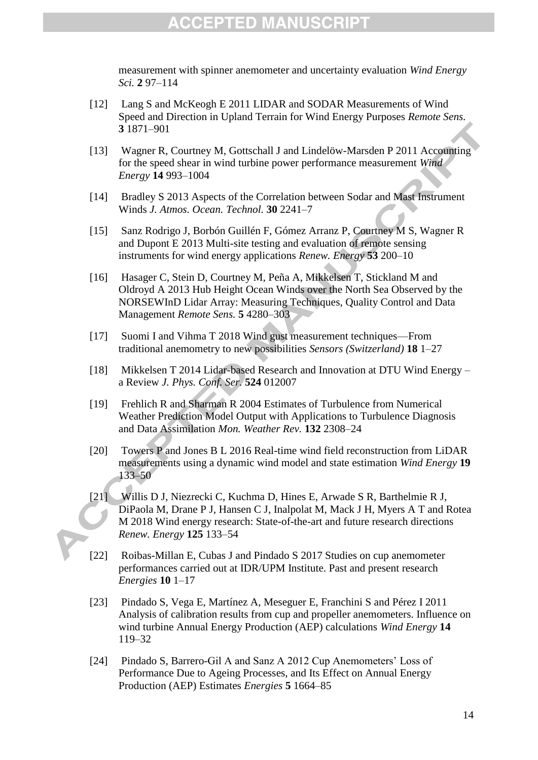measurement with spinner anemometer and uncertainty evaluation *Wind Energy Sci.* **2** 97–114

[12] Lang S and McKeogh E 2011 LIDAR and SODAR Measurements of Wind Speed and Direction in Upland Terrain for Wind Energy Purposes *Remote Sens.* **3** 1871–901

[13] Wagner R, Courtney M, Gottschall J and Lindelöw-Marsden P 2011 Accounting for the speed shear in wind turbine power performance measurement *Wind Energy* **14** 993–1004

[14] Bradley S 2013 Aspects of the Correlation between Sodar and Mast Instrument Winds *J. Atmos. Ocean. Technol.* **30** 2241–7

[15] Sanz Rodrigo J, Borbón Guillén F, Gómez Arranz P, Courtney M S, Wagner R and Dupont E 2013 Multi-site testing and evaluation of remote sensing instruments for wind energy applications *Renew. Energy* **53** 200–10

[16] Hasager C, Stein D, Courtney M, Peña A, Mikkelsen T, Stickland M and Oldroyd A 2013 Hub Height Ocean Winds over the North Sea Observed by the NORSEWInD Lidar Array: Measuring Techniques, Quality Control and Data Management *Remote Sens.* **5** 4280–303

[17] Suomi I and Vihma T 2018 Wind gust measurement techniques—From traditional anemometry to new possibilities *Sensors (Switzerland)* **18** 1–27

[18] Mikkelsen T 2014 Lidar-based Research and Innovation at DTU Wind Energy – a Review *J. Phys. Conf. Ser.* **524** 012007

[19] Frehlich R and Sharman R 2004 Estimates of Turbulence from Numerical Weather Prediction Model Output with Applications to Turbulence Diagnosis and Data Assimilation *Mon. Weather Rev.* **132** 2308–24

[20] Towers P and Jones B L 2016 Real-time wind field reconstruction from LiDAR measurements using a dynamic wind model and state estimation *Wind Energy* **19** 133–50

[21] Willis D J, Niezrecki C, Kuchma D, Hines E, Arwade S R, Barthelmie R J, DiPaola M, Drane P J, Hansen C J, Inalpolat M, Mack J H, Myers A T and Rotea M 2018 Wind energy research: State-of-the-art and future research directions *Renew. Energy* **125** 133–54

[22] Roibas-Millan E, Cubas J and Pindado S 2017 Studies on cup anemometer performances carried out at IDR/UPM Institute. Past and present research *Energies* **10** 1–17

[23] Pindado S, Vega E, Martínez A, Meseguer E, Franchini S and Pérez I 2011 Analysis of calibration results from cup and propeller anemometers. Influence on wind turbine Annual Energy Production (AEP) calculations *Wind Energy* **14** 119–32

[24] Pindado S, Barrero-Gil A and Sanz A 2012 Cup Anemometers' Loss of Performance Due to Ageing Processes, and Its Effect on Annual Energy Production (AEP) Estimates *Energies* **5** 1664–85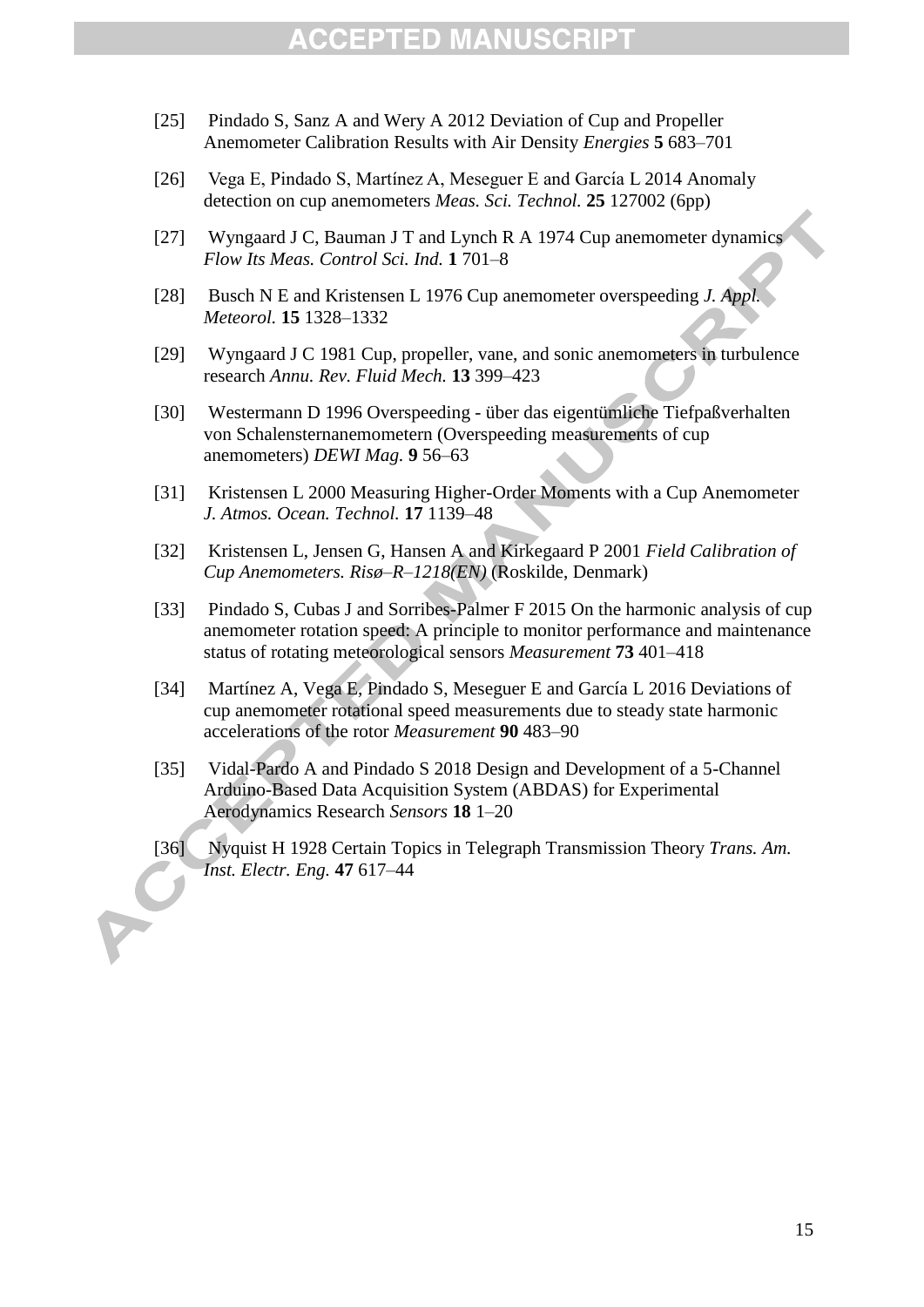[25] Pindado S, Sanz A and Wery A 2012 Deviation of Cup and Propeller Anemometer Calibration Results with Air Density *Energies* **5** 683–701

[26] Vega E, Pindado S, Martínez A, Meseguer E and García L 2014 Anomaly detection on cup anemometers *Meas. Sci. Technol.* **25** 127002 (6pp)

[27] Wyngaard J C, Bauman J T and Lynch R A 1974 Cup anemometer dynamics *Flow Its Meas. Control Sci. Ind.* **1** 701–8

[28] Busch N E and Kristensen L 1976 Cup anemometer overspeeding *J. Appl. Meteorol.* **15** 1328–1332

[29] Wyngaard J C 1981 Cup, propeller, vane, and sonic anemometers in turbulence research *Annu. Rev. Fluid Mech.* **13** 399–423

[30] Westermann D 1996 Overspeeding - über das eigentümliche Tiefpaßverhalten von Schalensternanemometern (Overspeeding measurements of cup anemometers) *DEWI Mag.* **9** 56–63

[31] Kristensen L 2000 Measuring Higher-Order Moments with a Cup Anemometer *J. Atmos. Ocean. Technol.* **17** 1139–48

[32] Kristensen L, Jensen G, Hansen A and Kirkegaard P 2001 *Field Calibration of Cup Anemometers. Risø–R–1218(EN)* (Roskilde, Denmark)

[33] Pindado S, Cubas J and Sorribes-Palmer F 2015 On the harmonic analysis of cup anemometer rotation speed: A principle to monitor performance and maintenance status of rotating meteorological sensors *Measurement* **73** 401–418

[34] Martínez A, Vega E, Pindado S, Meseguer E and García L 2016 Deviations of cup anemometer rotational speed measurements due to steady state harmonic accelerations of the rotor *Measurement* **90** 483–90

[35] Vidal-Pardo A and Pindado S 2018 Design and Development of a 5-Channel Arduino-Based Data Acquisition System (ABDAS) for Experimental Aerodynamics Research *Sensors* **18** 1–20

[36] Nyquist H 1928 Certain Topics in Telegraph Transmission Theory *Trans. Am. Inst. Electr. Eng.* **47** 617–44